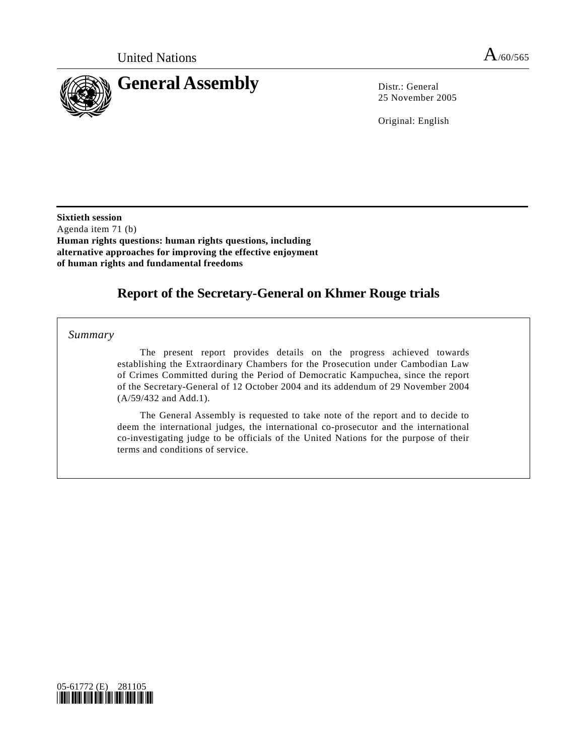United Nations

A/60/565

# General Assembly

Distr.: General
25 November 2005

Original: English

**Sixtieth session**
Agenda item 71 (b)
**Human rights questions: human rights questions, including alternative approaches for improving the effective enjoyment of human rights and fundamental freedoms**

## Report of the Secretary-General on Khmer Rouge trials

*Summary*

The present report provides details on the progress achieved towards establishing the Extraordinary Chambers for the Prosecution under Cambodian Law of Crimes Committed during the Period of Democratic Kampuchea, since the report of the Secretary-General of 12 October 2004 and its addendum of 29 November 2004 (A/59/432 and Add.1).

The General Assembly is requested to take note of the report and to decide to deem the international judges, the international co-prosecutor and the international co-investigating judge to be officials of the United Nations for the purpose of their terms and conditions of service.

05-61772 (E) 281105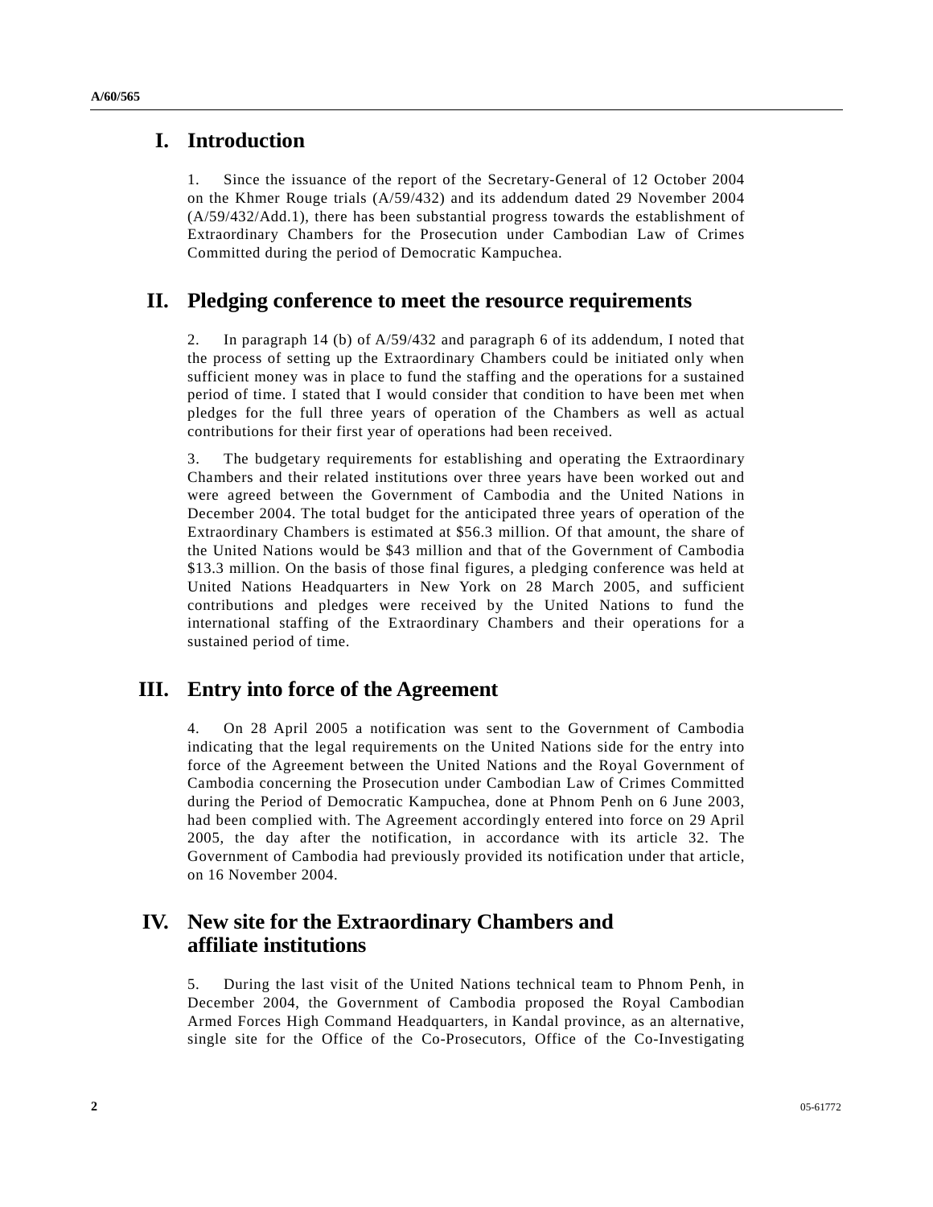## I. Introduction

1. Since the issuance of the report of the Secretary-General of 12 October 2004 on the Khmer Rouge trials (A/59/432) and its addendum dated 29 November 2004 (A/59/432/Add.1), there has been substantial progress towards the establishment of Extraordinary Chambers for the Prosecution under Cambodian Law of Crimes Committed during the period of Democratic Kampuchea.

## II. Pledging conference to meet the resource requirements

2. In paragraph 14 (b) of A/59/432 and paragraph 6 of its addendum, I noted that the process of setting up the Extraordinary Chambers could be initiated only when sufficient money was in place to fund the staffing and the operations for a sustained period of time. I stated that I would consider that condition to have been met when pledges for the full three years of operation of the Chambers as well as actual contributions for their first year of operations had been received.

3. The budgetary requirements for establishing and operating the Extraordinary Chambers and their related institutions over three years have been worked out and were agreed between the Government of Cambodia and the United Nations in December 2004. The total budget for the anticipated three years of operation of the Extraordinary Chambers is estimated at $56.3 million. Of that amount, the share of the United Nations would be $43 million and that of the Government of Cambodia $13.3 million. On the basis of those final figures, a pledging conference was held at United Nations Headquarters in New York on 28 March 2005, and sufficient contributions and pledges were received by the United Nations to fund the international staffing of the Extraordinary Chambers and their operations for a sustained period of time.

## III. Entry into force of the Agreement

4. On 28 April 2005 a notification was sent to the Government of Cambodia indicating that the legal requirements on the United Nations side for the entry into force of the Agreement between the United Nations and the Royal Government of Cambodia concerning the Prosecution under Cambodian Law of Crimes Committed during the Period of Democratic Kampuchea, done at Phnom Penh on 6 June 2003, had been complied with. The Agreement accordingly entered into force on 29 April 2005, the day after the notification, in accordance with its article 32. The Government of Cambodia had previously provided its notification under that article, on 16 November 2004.

## IV. New site for the Extraordinary Chambers and affiliate institutions

5. During the last visit of the United Nations technical team to Phnom Penh, in December 2004, the Government of Cambodia proposed the Royal Cambodian Armed Forces High Command Headquarters, in Kandal province, as an alternative, single site for the Office of the Co-Prosecutors, Office of the Co-Investigating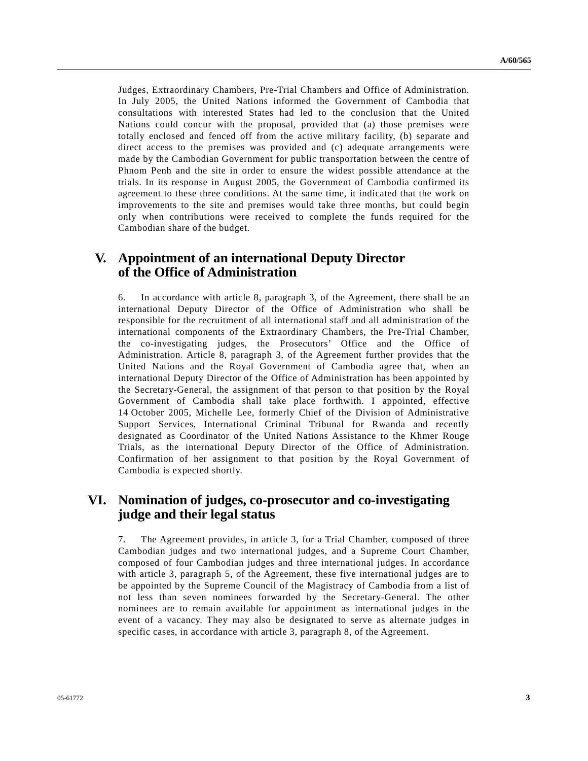Judges, Extraordinary Chambers, Pre-Trial Chambers and Office of Administration. In July 2005, the United Nations informed the Government of Cambodia that consultations with interested States had led to the conclusion that the United Nations could concur with the proposal, provided that (a) those premises were totally enclosed and fenced off from the active military facility, (b) separate and direct access to the premises was provided and (c) adequate arrangements were made by the Cambodian Government for public transportation between the centre of Phnom Penh and the site in order to ensure the widest possible attendance at the trials. In its response in August 2005, the Government of Cambodia confirmed its agreement to these three conditions. At the same time, it indicated that the work on improvements to the site and premises would take three months, but could begin only when contributions were received to complete the funds required for the Cambodian share of the budget.

## V. Appointment of an international Deputy Director of the Office of Administration

6. In accordance with article 8, paragraph 3, of the Agreement, there shall be an international Deputy Director of the Office of Administration who shall be responsible for the recruitment of all international staff and all administration of the international components of the Extraordinary Chambers, the Pre-Trial Chamber, the co-investigating judges, the Prosecutors' Office and the Office of Administration. Article 8, paragraph 3, of the Agreement further provides that the United Nations and the Royal Government of Cambodia agree that, when an international Deputy Director of the Office of Administration has been appointed by the Secretary-General, the assignment of that person to that position by the Royal Government of Cambodia shall take place forthwith. I appointed, effective 14 October 2005, Michelle Lee, formerly Chief of the Division of Administrative Support Services, International Criminal Tribunal for Rwanda and recently designated as Coordinator of the United Nations Assistance to the Khmer Rouge Trials, as the international Deputy Director of the Office of Administration. Confirmation of her assignment to that position by the Royal Government of Cambodia is expected shortly.

## VI. Nomination of judges, co-prosecutor and co-investigating judge and their legal status

7. The Agreement provides, in article 3, for a Trial Chamber, composed of three Cambodian judges and two international judges, and a Supreme Court Chamber, composed of four Cambodian judges and three international judges. In accordance with article 3, paragraph 5, of the Agreement, these five international judges are to be appointed by the Supreme Council of the Magistracy of Cambodia from a list of not less than seven nominees forwarded by the Secretary-General. The other nominees are to remain available for appointment as international judges in the event of a vacancy. They may also be designated to serve as alternate judges in specific cases, in accordance with article 3, paragraph 8, of the Agreement.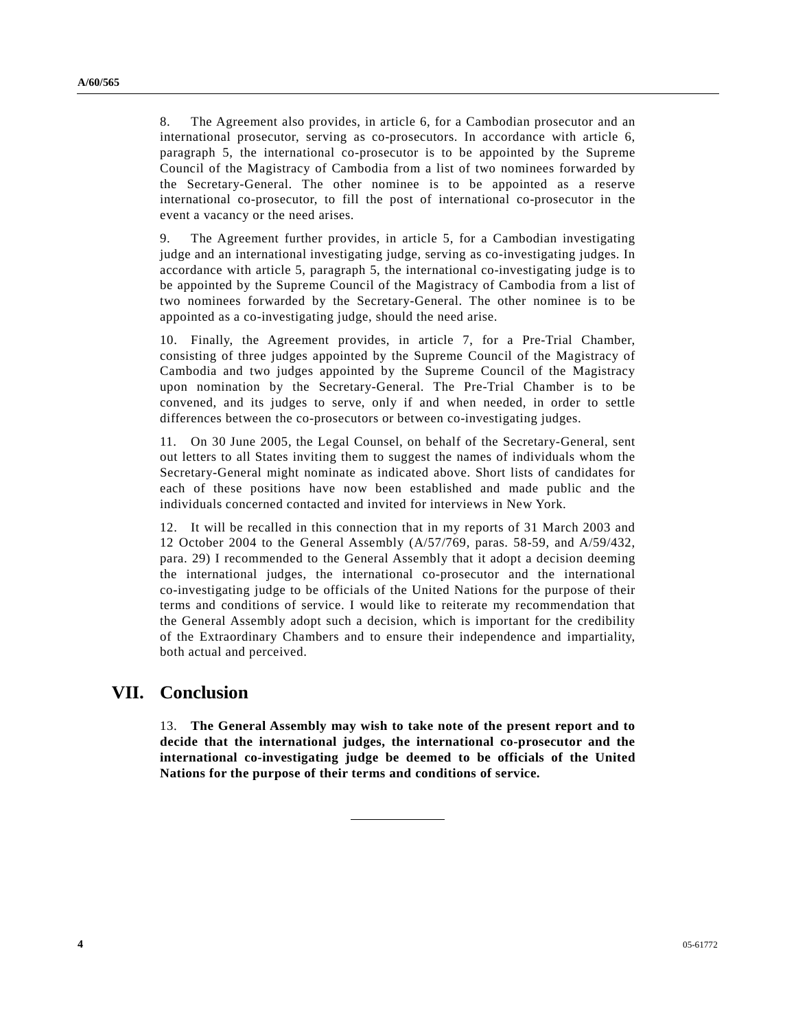8. The Agreement also provides, in article 6, for a Cambodian prosecutor and an international prosecutor, serving as co-prosecutors. In accordance with article 6, paragraph 5, the international co-prosecutor is to be appointed by the Supreme Council of the Magistracy of Cambodia from a list of two nominees forwarded by the Secretary-General. The other nominee is to be appointed as a reserve international co-prosecutor, to fill the post of international co-prosecutor in the event a vacancy or the need arises.

9. The Agreement further provides, in article 5, for a Cambodian investigating judge and an international investigating judge, serving as co-investigating judges. In accordance with article 5, paragraph 5, the international co-investigating judge is to be appointed by the Supreme Council of the Magistracy of Cambodia from a list of two nominees forwarded by the Secretary-General. The other nominee is to be appointed as a co-investigating judge, should the need arise.

10. Finally, the Agreement provides, in article 7, for a Pre-Trial Chamber, consisting of three judges appointed by the Supreme Council of the Magistracy of Cambodia and two judges appointed by the Supreme Council of the Magistracy upon nomination by the Secretary-General. The Pre-Trial Chamber is to be convened, and its judges to serve, only if and when needed, in order to settle differences between the co-prosecutors or between co-investigating judges.

11. On 30 June 2005, the Legal Counsel, on behalf of the Secretary-General, sent out letters to all States inviting them to suggest the names of individuals whom the Secretary-General might nominate as indicated above. Short lists of candidates for each of these positions have now been established and made public and the individuals concerned contacted and invited for interviews in New York.

12. It will be recalled in this connection that in my reports of 31 March 2003 and 12 October 2004 to the General Assembly (A/57/769, paras. 58-59, and A/59/432, para. 29) I recommended to the General Assembly that it adopt a decision deeming the international judges, the international co-prosecutor and the international co-investigating judge to be officials of the United Nations for the purpose of their terms and conditions of service. I would like to reiterate my recommendation that the General Assembly adopt such a decision, which is important for the credibility of the Extraordinary Chambers and to ensure their independence and impartiality, both actual and perceived.

## VII. Conclusion

13. **The General Assembly may wish to take note of the present report and to decide that the international judges, the international co-prosecutor and the international co-investigating judge be deemed to be officials of the United Nations for the purpose of their terms and conditions of service.**